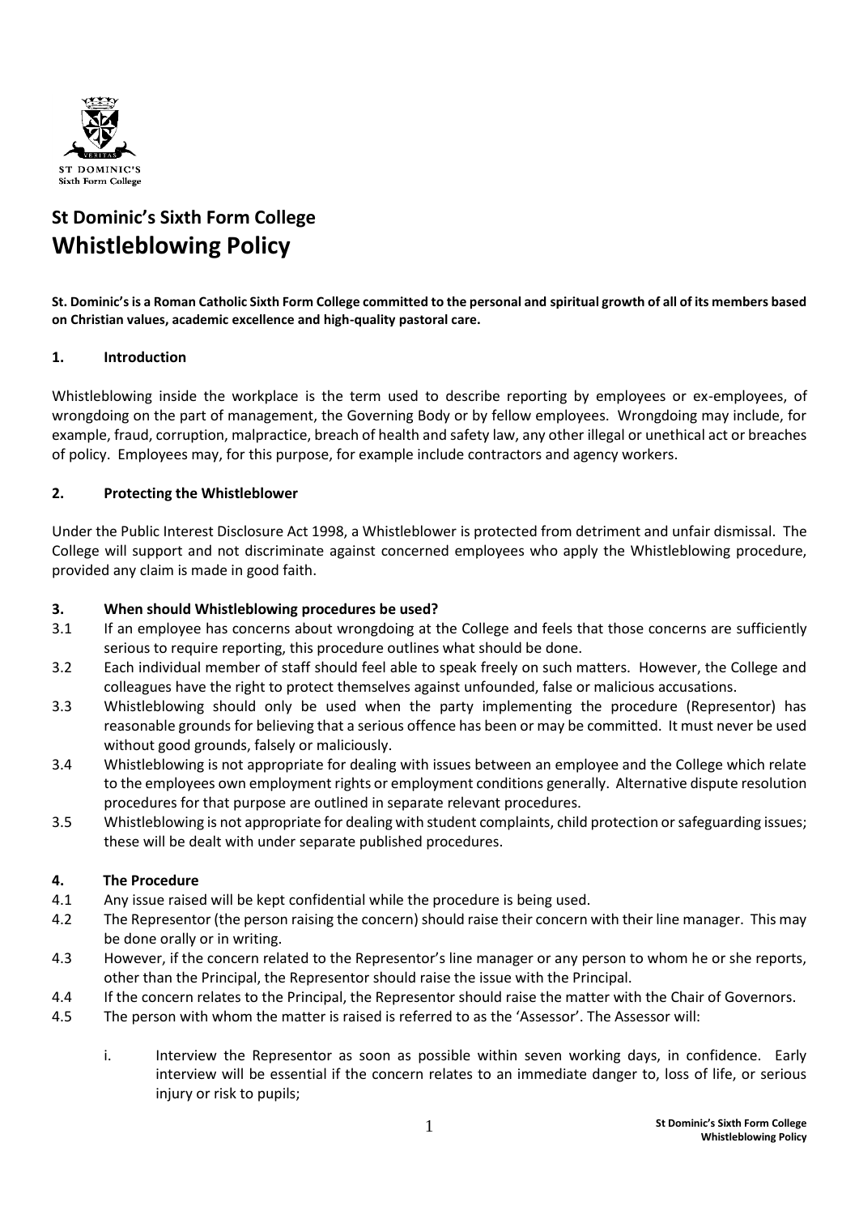# St Dominic's Sixth Form College
# Whistleblowing Policy

**St. Dominic's is a Roman Catholic Sixth Form College committed to the personal and spiritual growth of all of its members based on Christian values, academic excellence and high-quality pastoral care.**

## 1. Introduction

Whistleblowing inside the workplace is the term used to describe reporting by employees or ex-employees, of wrongdoing on the part of management, the Governing Body or by fellow employees. Wrongdoing may include, for example, fraud, corruption, malpractice, breach of health and safety law, any other illegal or unethical act or breaches of policy. Employees may, for this purpose, for example include contractors and agency workers.

## 2. Protecting the Whistleblower

Under the Public Interest Disclosure Act 1998, a Whistleblower is protected from detriment and unfair dismissal. The College will support and not discriminate against concerned employees who apply the Whistleblowing procedure, provided any claim is made in good faith.

## 3. When should Whistleblowing procedures be used?

3.1 If an employee has concerns about wrongdoing at the College and feels that those concerns are sufficiently serious to require reporting, this procedure outlines what should be done.

3.2 Each individual member of staff should feel able to speak freely on such matters. However, the College and colleagues have the right to protect themselves against unfounded, false or malicious accusations.

3.3 Whistleblowing should only be used when the party implementing the procedure (Representor) has reasonable grounds for believing that a serious offence has been or may be committed. It must never be used without good grounds, falsely or maliciously.

3.4 Whistleblowing is not appropriate for dealing with issues between an employee and the College which relate to the employees own employment rights or employment conditions generally. Alternative dispute resolution procedures for that purpose are outlined in separate relevant procedures.

3.5 Whistleblowing is not appropriate for dealing with student complaints, child protection or safeguarding issues; these will be dealt with under separate published procedures.

## 4. The Procedure

4.1 Any issue raised will be kept confidential while the procedure is being used.

4.2 The Representor (the person raising the concern) should raise their concern with their line manager. This may be done orally or in writing.

4.3 However, if the concern related to the Representor's line manager or any person to whom he or she reports, other than the Principal, the Representor should raise the issue with the Principal.

4.4 If the concern relates to the Principal, the Representor should raise the matter with the Chair of Governors.

4.5 The person with whom the matter is raised is referred to as the 'Assessor'. The Assessor will:

i. Interview the Representor as soon as possible within seven working days, in confidence. Early interview will be essential if the concern relates to an immediate danger to, loss of life, or serious injury or risk to pupils;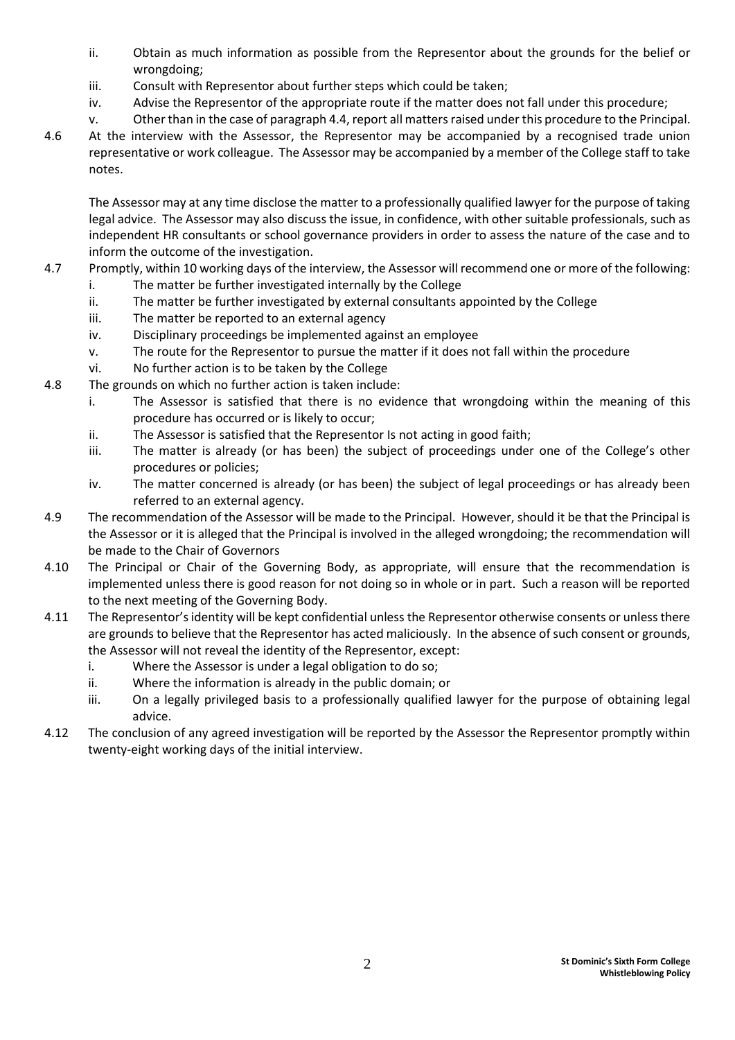ii. Obtain as much information as possible from the Representor about the grounds for the belief or wrongdoing;

iii. Consult with Representor about further steps which could be taken;

iv. Advise the Representor of the appropriate route if the matter does not fall under this procedure;

v. Other than in the case of paragraph 4.4, report all matters raised under this procedure to the Principal.

4.6 At the interview with the Assessor, the Representor may be accompanied by a recognised trade union representative or work colleague. The Assessor may be accompanied by a member of the College staff to take notes.

The Assessor may at any time disclose the matter to a professionally qualified lawyer for the purpose of taking legal advice. The Assessor may also discuss the issue, in confidence, with other suitable professionals, such as independent HR consultants or school governance providers in order to assess the nature of the case and to inform the outcome of the investigation.

4.7 Promptly, within 10 working days of the interview, the Assessor will recommend one or more of the following:

i. The matter be further investigated internally by the College

ii. The matter be further investigated by external consultants appointed by the College

iii. The matter be reported to an external agency

iv. Disciplinary proceedings be implemented against an employee

v. The route for the Representor to pursue the matter if it does not fall within the procedure

vi. No further action is to be taken by the College

4.8 The grounds on which no further action is taken include:

i. The Assessor is satisfied that there is no evidence that wrongdoing within the meaning of this procedure has occurred or is likely to occur;

ii. The Assessor is satisfied that the Representor Is not acting in good faith;

iii. The matter is already (or has been) the subject of proceedings under one of the College's other procedures or policies;

iv. The matter concerned is already (or has been) the subject of legal proceedings or has already been referred to an external agency.

4.9 The recommendation of the Assessor will be made to the Principal. However, should it be that the Principal is the Assessor or it is alleged that the Principal is involved in the alleged wrongdoing; the recommendation will be made to the Chair of Governors

4.10 The Principal or Chair of the Governing Body, as appropriate, will ensure that the recommendation is implemented unless there is good reason for not doing so in whole or in part. Such a reason will be reported to the next meeting of the Governing Body.

4.11 The Representor's identity will be kept confidential unless the Representor otherwise consents or unless there are grounds to believe that the Representor has acted maliciously. In the absence of such consent or grounds, the Assessor will not reveal the identity of the Representor, except:

i. Where the Assessor is under a legal obligation to do so;

ii. Where the information is already in the public domain; or

iii. On a legally privileged basis to a professionally qualified lawyer for the purpose of obtaining legal advice.

4.12 The conclusion of any agreed investigation will be reported by the Assessor the Representor promptly within twenty-eight working days of the initial interview.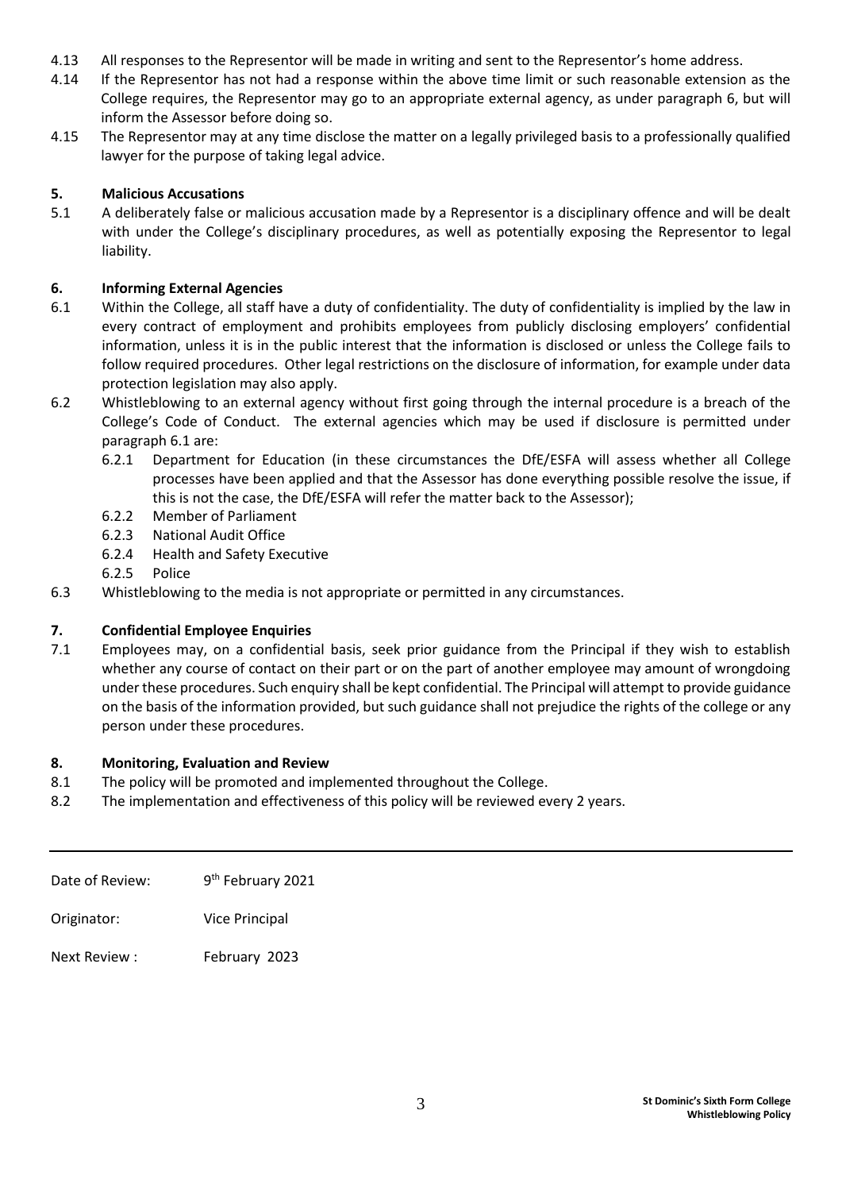4.13 All responses to the Representor will be made in writing and sent to the Representor's home address.

4.14 If the Representor has not had a response within the above time limit or such reasonable extension as the College requires, the Representor may go to an appropriate external agency, as under paragraph 6, but will inform the Assessor before doing so.

4.15 The Representor may at any time disclose the matter on a legally privileged basis to a professionally qualified lawyer for the purpose of taking legal advice.

### 5. Malicious Accusations

5.1 A deliberately false or malicious accusation made by a Representor is a disciplinary offence and will be dealt with under the College's disciplinary procedures, as well as potentially exposing the Representor to legal liability.

### 6. Informing External Agencies

6.1 Within the College, all staff have a duty of confidentiality. The duty of confidentiality is implied by the law in every contract of employment and prohibits employees from publicly disclosing employers' confidential information, unless it is in the public interest that the information is disclosed or unless the College fails to follow required procedures. Other legal restrictions on the disclosure of information, for example under data protection legislation may also apply.

6.2 Whistleblowing to an external agency without first going through the internal procedure is a breach of the College's Code of Conduct. The external agencies which may be used if disclosure is permitted under paragraph 6.1 are:

- 6.2.1 Department for Education (in these circumstances the DfE/ESFA will assess whether all College processes have been applied and that the Assessor has done everything possible resolve the issue, if this is not the case, the DfE/ESFA will refer the matter back to the Assessor);
- 6.2.2 Member of Parliament
- 6.2.3 National Audit Office
- 6.2.4 Health and Safety Executive
- 6.2.5 Police

6.3 Whistleblowing to the media is not appropriate or permitted in any circumstances.

### 7. Confidential Employee Enquiries

7.1 Employees may, on a confidential basis, seek prior guidance from the Principal if they wish to establish whether any course of contact on their part or on the part of another employee may amount of wrongdoing under these procedures. Such enquiry shall be kept confidential. The Principal will attempt to provide guidance on the basis of the information provided, but such guidance shall not prejudice the rights of the college or any person under these procedures.

### 8. Monitoring, Evaluation and Review

8.1 The policy will be promoted and implemented throughout the College.

8.2 The implementation and effectiveness of this policy will be reviewed every 2 years.

---

Date of Review: 9th February 2021

Originator: Vice Principal

Next Review : February 2023